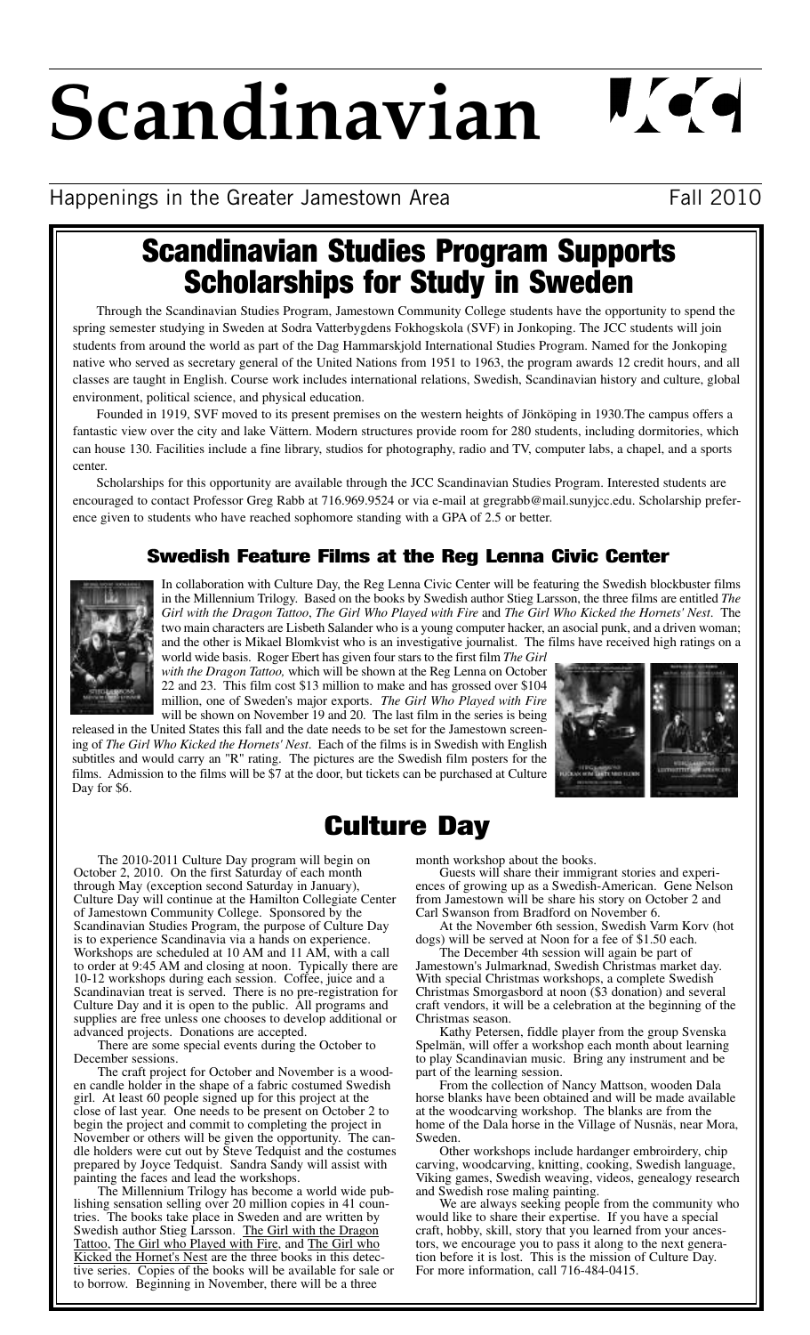# Scandinavian JCC

Happenings in the Greater Jamestown Area — Fall 2010

## Scandinavian Studies Program Supports Scholarships for Study in Sweden

Through the Scandinavian Studies Program, Jamestown Community College students have the opportunity to spend the spring semester studying in Sweden at Sodra Vatterbygdens Fokhogskola (SVF) in Jonkoping. The JCC students will join students from around the world as part of the Dag Hammarskjold International Studies Program. Named for the Jonkoping native who served as secretary general of the United Nations from 1951 to 1963, the program awards 12 credit hours, and all classes are taught in English. Course work includes international relations, Swedish, Scandinavian history and culture, global environment, political science, and physical education.

Founded in 1919, SVF moved to its present premises on the western heights of Jönköping in 1930.The campus offers a fantastic view over the city and lake Vättern. Modern structures provide room for 280 students, including dormitories, which can house 130. Facilities include a fine library, studios for photography, radio and TV, computer labs, a chapel, and a sports center.

Scholarships for this opportunity are available through the JCC Scandinavian Studies Program. Interested students are encouraged to contact Professor Greg Rabb at 716.969.9524 or via e-mail at gregrabb@mail.sunyjcc.edu. Scholarship preference given to students who have reached sophomore standing with a GPA of 2.5 or better.

### Swedish Feature Films at the Reg Lenna Civic Center

In collaboration with Culture Day, the Reg Lenna Civic Center will be featuring the Swedish blockbuster films in the Millennium Trilogy. Based on the books by Swedish author Stieg Larsson, the three films are entitled *The Girl with the Dragon Tattoo*, *The Girl Who Played with Fire* and *The Girl Who Kicked the Hornets' Nest*. The two main characters are Lisbeth Salander who is a young computer hacker, an asocial punk, and a driven woman; and the other is Mikael Blomkvist who is an investigative journalist. The films have received high ratings on a world wide basis. Roger Ebert has given four stars to the first film *The Girl with the Dragon Tattoo,* which will be shown at the Reg Lenna on October 22 and 23. This film cost $13 million to make and has grossed over $104 million, one of Sweden's major exports. *The Girl Who Played with Fire* will be shown on November 19 and 20. The last film in the series is being released in the United States this fall and the date needs to be set for the Jamestown screening of *The Girl Who Kicked the Hornets' Nest*. Each of the films is in Swedish with English subtitles and would carry an "R" rating. The pictures are the Swedish film posters for the films. Admission to the films will be $7 at the door, but tickets can be purchased at Culture Day for $6.

## Culture Day

The 2010-2011 Culture Day program will begin on October 2, 2010. On the first Saturday of each month through May (exception second Saturday in January), Culture Day will continue at the Hamilton Collegiate Center of Jamestown Community College. Sponsored by the Scandinavian Studies Program, the purpose of Culture Day is to experience Scandinavia via a hands on experience. Workshops are scheduled at 10 AM and 11 AM, with a call to order at 9:45 AM and closing at noon. Typically there are 10-12 workshops during each session. Coffee, juice and a Scandinavian treat is served. There is no pre-registration for Culture Day and it is open to the public. All programs and supplies are free unless one chooses to develop additional or advanced projects. Donations are accepted.

There are some special events during the October to December sessions.

The craft project for October and November is a wooden candle holder in the shape of a fabric costumed Swedish girl. At least 60 people signed up for this project at the close of last year. One needs to be present on October 2 to begin the project and commit to completing the project in November or others will be given the opportunity. The candle holders were cut out by Steve Tedquist and the costumes prepared by Joyce Tedquist. Sandra Sandy will assist with painting the faces and lead the workshops.

The Millennium Trilogy has become a world wide publishing sensation selling over 20 million copies in 41 countries. The books take place in Sweden and are written by Swedish author Stieg Larsson. The Girl with the Dragon Tattoo, The Girl who Played with Fire, and The Girl who Kicked the Hornet's Nest are the three books in this detective series. Copies of the books will be available for sale or to borrow. Beginning in November, there will be a three month workshop about the books.

Guests will share their immigrant stories and experiences of growing up as a Swedish-American. Gene Nelson from Jamestown will be share his story on October 2 and Carl Swanson from Bradford on November 6.

At the November 6th session, Swedish Varm Korv (hot dogs) will be served at Noon for a fee of $1.50 each.

The December 4th session will again be part of Jamestown's Julmarknad, Swedish Christmas market day. With special Christmas workshops, a complete Swedish Christmas Smorgasbord at noon ($3 donation) and several craft vendors, it will be a celebration at the beginning of the Christmas season.

Kathy Petersen, fiddle player from the group Svenska Spelmän, will offer a workshop each month about learning to play Scandinavian music. Bring any instrument and be part of the learning session.

From the collection of Nancy Mattson, wooden Dala horse blanks have been obtained and will be made available at the woodcarving workshop. The blanks are from the home of the Dala horse in the Village of Nusnäs, near Mora, Sweden.

Other workshops include hardanger embroirdery, chip carving, woodcarving, knitting, cooking, Swedish language, Viking games, Swedish weaving, videos, genealogy research and Swedish rose maling painting.

We are always seeking people from the community who would like to share their expertise. If you have a special craft, hobby, skill, story that you learned from your ancestors, we encourage you to pass it along to the next generation before it is lost. This is the mission of Culture Day. For more information, call 716-484-0415.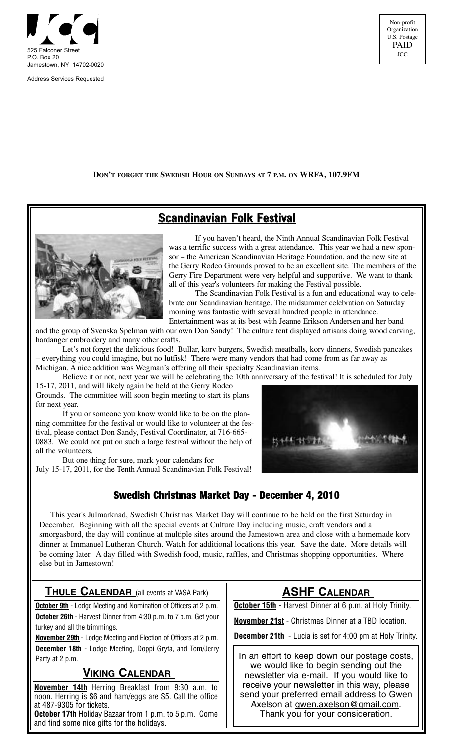525 Falconer Street
P.O. Box 20
Jamestown, NY 14702-0020

Address Services Requested

Non-profit Organization
U.S. Postage
PAID
JCC

**DON'T FORGET THE SWEDISH HOUR ON SUNDAYS AT 7 P.M. ON WRFA, 107.9FM**

## Scandinavian Folk Festival

If you haven't heard, the Ninth Annual Scandinavian Folk Festival was a terrific success with a great attendance. This year we had a new sponsor – the American Scandinavian Heritage Foundation, and the new site at the Gerry Rodeo Grounds proved to be an excellent site. The members of the Gerry Fire Department were very helpful and supportive. We want to thank all of this year's volunteers for making the Festival possible.

The Scandinavian Folk Festival is a fun and educational way to celebrate our Scandinavian heritage. The midsummer celebration on Saturday morning was fantastic with several hundred people in attendance. Entertainment was at its best with Jeanne Erikson Andersen and her band and the group of Svenska Spelman with our own Don Sandy! The culture tent displayed artisans doing wood carving, hardanger embroidery and many other crafts.

Let's not forget the delicious food! Bullar, korv burgers, Swedish meatballs, korv dinners, Swedish pancakes – everything you could imagine, but no lutfisk! There were many vendors that had come from as far away as Michigan. A nice addition was Wegman's offering all their specialty Scandinavian items.

Believe it or not, next year we will be celebrating the 10th anniversary of the festival! It is scheduled for July 15-17, 2011, and will likely again be held at the Gerry Rodeo Grounds. The committee will soon begin meeting to start its plans for next year.

If you or someone you know would like to be on the planning committee for the festival or would like to volunteer at the festival, please contact Don Sandy, Festival Coordinator, at 716-665-0883. We could not put on such a large festival without the help of all the volunteers.

But one thing for sure, mark your calendars for July 15-17, 2011, for the Tenth Annual Scandinavian Folk Festival!

## Swedish Christmas Market Day - December 4, 2010

This year's Julmarknad, Swedish Christmas Market Day will continue to be held on the first Saturday in December. Beginning with all the special events at Culture Day including music, craft vendors and a smorgasbord, the day will continue at multiple sites around the Jamestown area and close with a homemade korv dinner at Immanuel Lutheran Church. Watch for additional locations this year. Save the date. More details will be coming later. A day filled with Swedish food, music, raffles, and Christmas shopping opportunities. Where else but in Jamestown!

## THULE CALENDAR (all events at VASA Park)

**October 9th** - Lodge Meeting and Nomination of Officers at 2 p.m.

**October 26th** - Harvest Dinner from 4:30 p.m. to 7 p.m. Get your turkey and all the trimmings.

**November 29th** - Lodge Meeting and Election of Officers at 2 p.m.

**December 18th** - Lodge Meeting, Doppi Gryta, and Tom/Jerry Party at 2 p.m.

## VIKING CALENDAR

**November 14th** Herring Breakfast from 9:30 a.m. to noon. Herring is $6 and ham/eggs are $5. Call the office at 487-9305 for tickets.

**October 17th** Holiday Bazaar from 1 p.m. to 5 p.m. Come and find some nice gifts for the holidays.

## ASHF CALENDAR

**October 15th** - Harvest Dinner at 6 p.m. at Holy Trinity.

**November 21st** - Christmas Dinner at a TBD location.

**December 21th** - Lucia is set for 4:00 pm at Holy Trinity.

In an effort to keep down our postage costs, we would like to begin sending out the newsletter via e-mail. If you would like to receive your newsletter in this way, please send your preferred email address to Gwen Axelson at gwen.axelson@gmail.com. Thank you for your consideration.